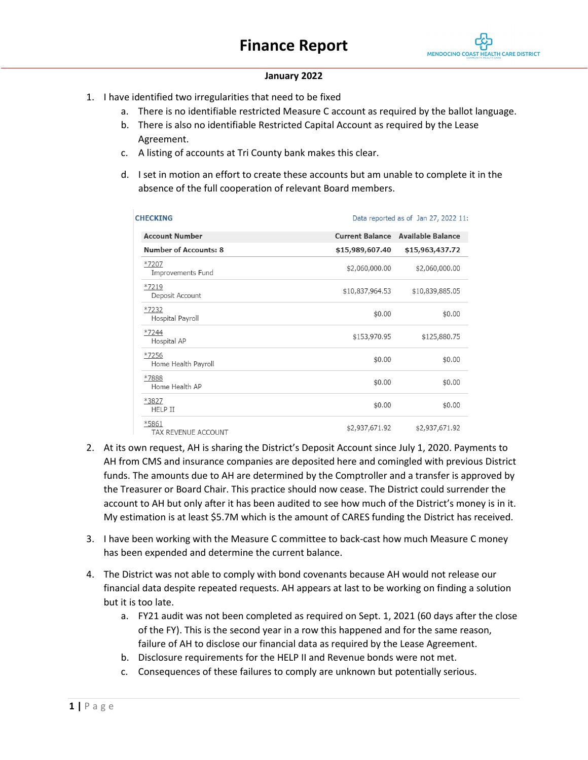# Finance Report

MENDOCINO COAST HEALTH CARE DISTRICT

**January 2022**

1. I have identified two irregularities that need to be fixed
   a. There is no identifiable restricted Measure C account as required by the ballot language.
   b. There is also no identifiable Restricted Capital Account as required by the Lease Agreement.
   c. A listing of accounts at Tri County bank makes this clear.
   d. I set in motion an effort to create these accounts but am unable to complete it in the absence of the full cooperation of relevant Board members.

**CHECKING** — Data reported as of Jan 27, 2022 11:

| Account Number | Current Balance | Available Balance |
|---|---|---|
| **Number of Accounts: 8** | **$15,989,607.40** | **$15,963,437.72** |
| *7207 Improvements Fund | $2,060,000.00 | $2,060,000.00 |
| *7219 Deposit Account | $10,837,964.53 | $10,839,885.05 |
| *7232 Hospital Payroll | $0.00 | $0.00 |
| *7244 Hospital AP | $153,970.95 | $125,880.75 |
| *7256 Home Health Payroll | $0.00 | $0.00 |
| *7888 Home Health AP | $0.00 | $0.00 |
| *3827 HELP II | $0.00 | $0.00 |
| *5861 TAX REVENUE ACCOUNT | $2,937,671.92 | $2,937,671.92 |

2. At its own request, AH is sharing the District's Deposit Account since July 1, 2020. Payments to AH from CMS and insurance companies are deposited here and comingled with previous District funds. The amounts due to AH are determined by the Comptroller and a transfer is approved by the Treasurer or Board Chair. This practice should now cease. The District could surrender the account to AH but only after it has been audited to see how much of the District's money is in it. My estimation is at least $5.7M which is the amount of CARES funding the District has received.

3. I have been working with the Measure C committee to back-cast how much Measure C money has been expended and determine the current balance.

4. The District was not able to comply with bond covenants because AH would not release our financial data despite repeated requests. AH appears at last to be working on finding a solution but it is too late.
   a. FY21 audit was not been completed as required on Sept. 1, 2021 (60 days after the close of the FY). This is the second year in a row this happened and for the same reason, failure of AH to disclose our financial data as required by the Lease Agreement.
   b. Disclosure requirements for the HELP II and Revenue bonds were not met.
   c. Consequences of these failures to comply are unknown but potentially serious.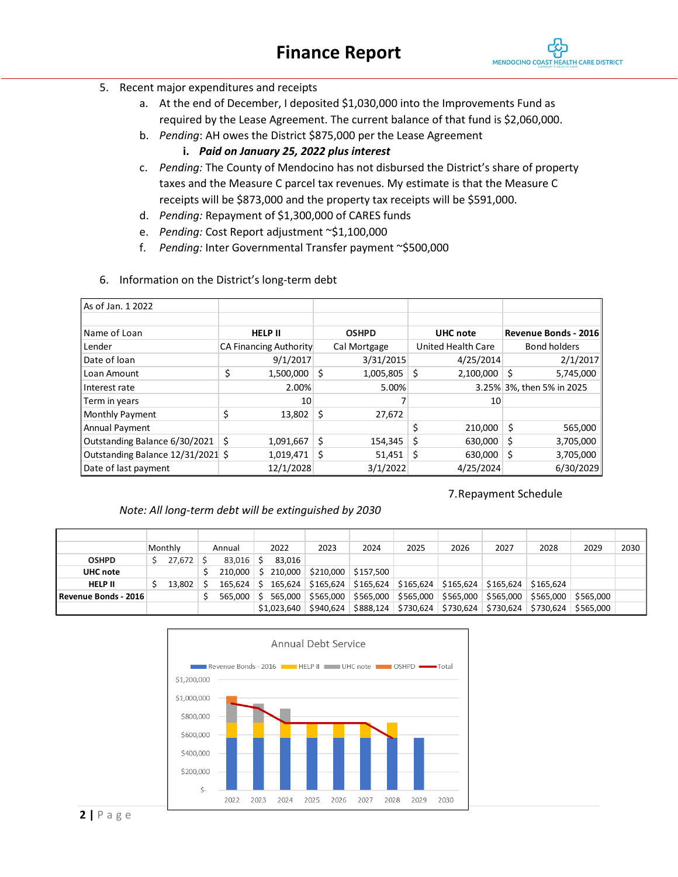# Finance Report

5. Recent major expenditures and receipts
   a. At the end of December, I deposited $1,030,000 into the Improvements Fund as required by the Lease Agreement. The current balance of that fund is $2,060,000.
   b. *Pending*: AH owes the District $875,000 per the Lease Agreement
      i. ***Paid on January 25, 2022 plus interest***
   c. *Pending:* The County of Mendocino has not disbursed the District's share of property taxes and the Measure C parcel tax revenues. My estimate is that the Measure C receipts will be $873,000 and the property tax receipts will be $591,000.
   d. *Pending:* Repayment of $1,300,000 of CARES funds
   e. *Pending:* Cost Report adjustment ~$1,100,000
   f. *Pending:* Inter Governmental Transfer payment ~$500,000

6. Information on the District's long-term debt

| As of Jan. 1 2022 | | | | |
|---|---|---|---|---|
| Name of Loan | **HELP II** | **OSHPD** | **UHC note** | **Revenue Bonds - 2016** |
| Lender | CA Financing Authority | Cal Mortgage | United Health Care | Bond holders |
| Date of loan | 9/1/2017 | 3/31/2015 | 4/25/2014 | 2/1/2017 |
| Loan Amount | $ 1,500,000 | $ 1,005,805 | $ 2,100,000 | $ 5,745,000 |
| Interest rate | 2.00% | 5.00% | 3.25% | 3%, then 5% in 2025 |
| Term in years | 10 | 7 | 10 | |
| Monthly Payment | $ 13,802 | $ 27,672 | | |
| Annual Payment | | | $ 210,000 | $ 565,000 |
| Outstanding Balance 6/30/2021 | $ 1,091,667 | $ 154,345 | $ 630,000 | $ 3,705,000 |
| Outstanding Balance 12/31/2021 | $ 1,019,471 | $ 51,451 | $ 630,000 | $ 3,705,000 |
| Date of last payment | 12/1/2028 | 3/1/2022 | 4/25/2024 | 6/30/2029 |

7. Repayment Schedule

*Note: All long-term debt will be extinguished by 2030*

| | Monthly | Annual | 2022 | 2023 | 2024 | 2025 | 2026 | 2027 | 2028 | 2029 | 2030 |
|---|---|---|---|---|---|---|---|---|---|---|---|
| **OSHPD** | $ 27,672 | $ 83,016 | $ 83,016 | | | | | | | | |
| **UHC note** | | $ 210,000 | $ 210,000 | $210,000 | $157,500 | | | | | | |
| **HELP II** | $ 13,802 | $ 165,624 | $ 165,624 | $165,624 | $165,624 | $165,624 | $165,624 | $165,624 | $165,624 | | |
| **Revenue Bonds - 2016** | | $ 565,000 | $ 565,000 | $565,000 | $565,000 | $565,000 | $565,000 | $565,000 | $565,000 | $565,000 | |
| | | | $1,023,640 | $940,624 | $888,124 | $730,624 | $730,624 | $730,624 | $730,624 | $565,000 | |

Annual Debt Service

Legend: Revenue Bonds - 2016, HELP II, UHC note, OSHPD, Total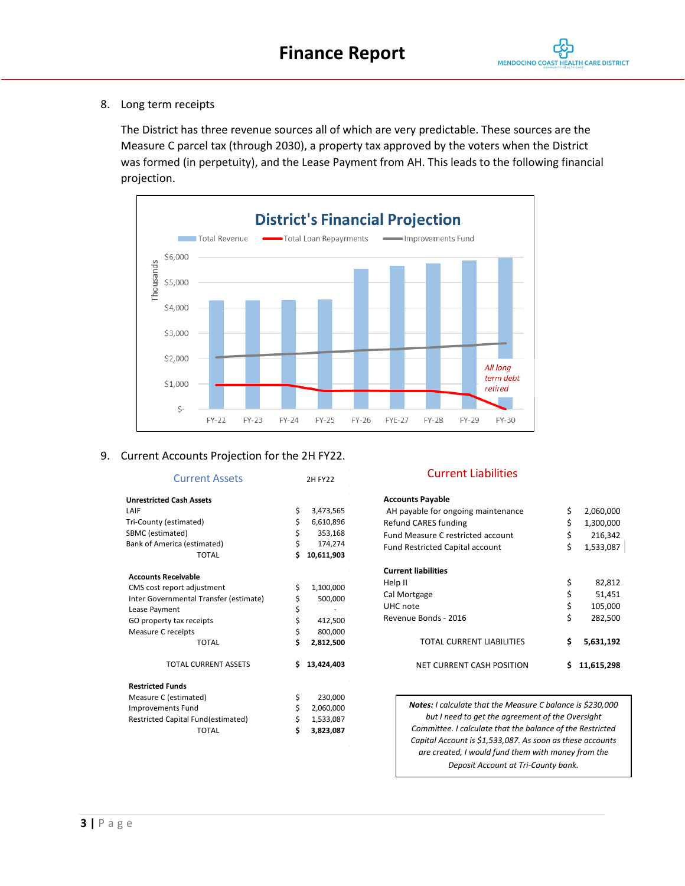8. Long term receipts

The District has three revenue sources all of which are very predictable. These sources are the Measure C parcel tax (through 2030), a property tax approved by the voters when the District was formed (in perpetuity), and the Lease Payment from AH. This leads to the following financial projection.

**District's Financial Projection**

Total Revenue | Total Loan Repayments | Improvements Fund

Thousands: $6,000, $5,000, $4,000, $3,000, $2,000, $1,000, $-

FY-22, FY-23, FY-24, FY-25, FY-26, FYE-27, FY-28, FY-29, FY-30

*All long term debt retired*

9. Current Accounts Projection for the 2H FY22.

| Current Assets | | 2H FY22 |
|---|---|---|
| **Unrestricted Cash Assets** | | |
| LAIF | $ | 3,473,565 |
| Tri-County (estimated) | $ | 6,610,896 |
| SBMC (estimated) | $ | 353,168 |
| Bank of America (estimated) | $ | 174,274 |
| TOTAL | **$** | **10,611,903** |
| **Accounts Receivable** | | |
| CMS cost report adjustment | $ | 1,100,000 |
| Inter Governmental Transfer (estimate) | $ | 500,000 |
| Lease Payment | $ | - |
| GO property tax receipts | $ | 412,500 |
| Measure C receipts | $ | 800,000 |
| TOTAL | **$** | **2,812,500** |
| TOTAL CURRENT ASSETS | **$** | **13,424,403** |
| **Restricted Funds** | | |
| Measure C (estimated) | $ | 230,000 |
| Improvements Fund | $ | 2,060,000 |
| Restricted Capital Fund(estimated) | $ | 1,533,087 |
| TOTAL | **$** | **3,823,087** |

| Current Liabilities | | |
|---|---|---|
| **Accounts Payable** | | |
| AH payable for ongoing maintenance | $ | 2,060,000 |
| Refund CARES funding | $ | 1,300,000 |
| Fund Measure C restricted account | $ | 216,342 |
| Fund Restricted Capital account | $ | 1,533,087 |
| **Current liabilities** | | |
| Help II | $ | 82,812 |
| Cal Mortgage | $ | 51,451 |
| UHC note | $ | 105,000 |
| Revenue Bonds - 2016 | $ | 282,500 |
| TOTAL CURRENT LIABILITIES | **$** | **5,631,192** |
| NET CURRENT CASH POSITION | **$** | **11,615,298** |

***Notes:*** *I calculate that the Measure C balance is $230,000 but I need to get the agreement of the Oversight Committee. I calculate that the balance of the Restricted Capital Account is $1,533,087. As soon as these accounts are created, I would fund them with money from the Deposit Account at Tri-County bank.*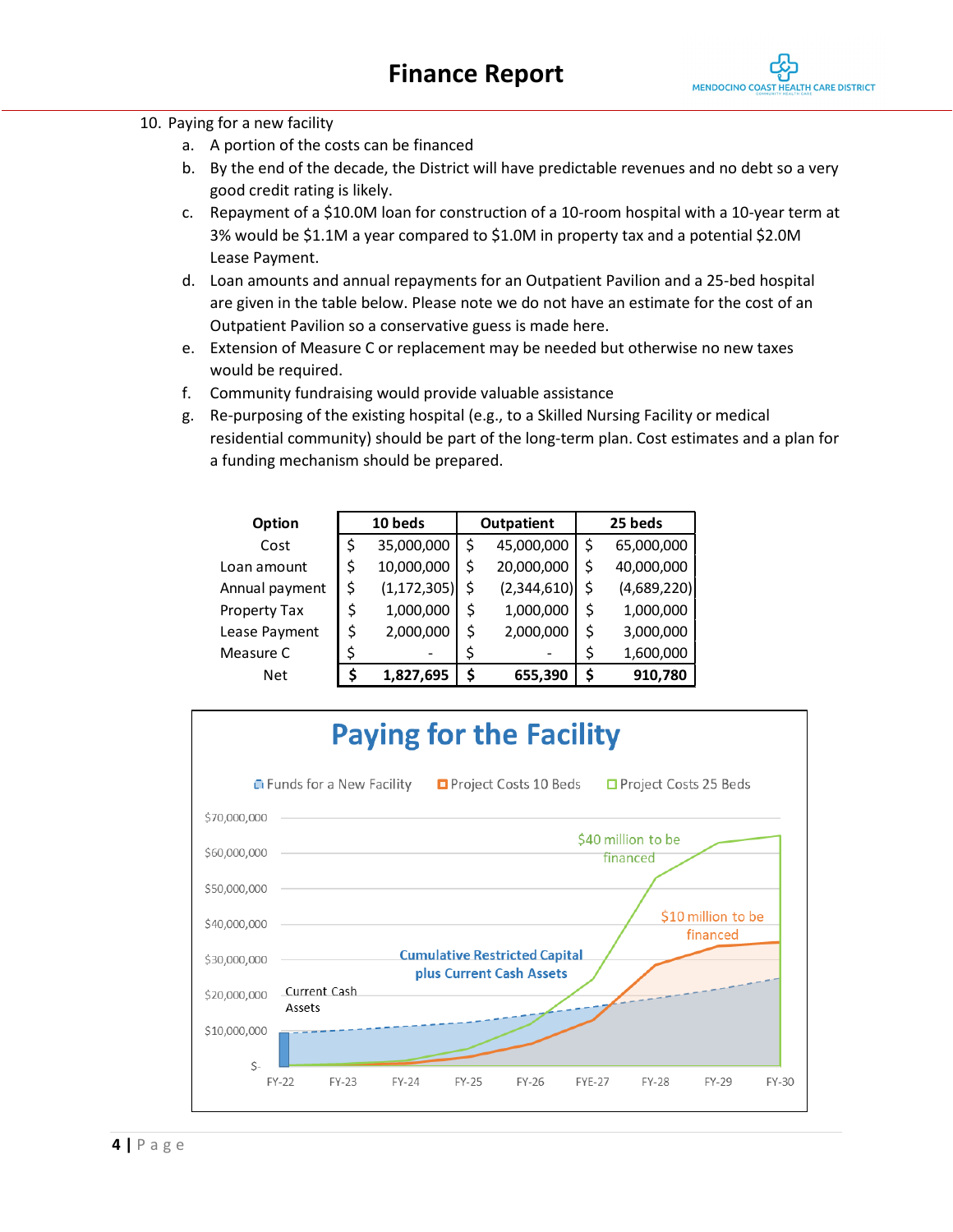10. Paying for a new facility
    a. A portion of the costs can be financed
    b. By the end of the decade, the District will have predictable revenues and no debt so a very good credit rating is likely.
    c. Repayment of a $10.0M loan for construction of a 10-room hospital with a 10-year term at 3% would be $1.1M a year compared to $1.0M in property tax and a potential $2.0M Lease Payment.
    d. Loan amounts and annual repayments for an Outpatient Pavilion and a 25-bed hospital are given in the table below. Please note we do not have an estimate for the cost of an Outpatient Pavilion so a conservative guess is made here.
    e. Extension of Measure C or replacement may be needed but otherwise no new taxes would be required.
    f. Community fundraising would provide valuable assistance
    g. Re-purposing of the existing hospital (e.g., to a Skilled Nursing Facility or medical residential community) should be part of the long-term plan. Cost estimates and a plan for a funding mechanism should be prepared.

| Option | 10 beds | Outpatient | 25 beds |
|---|---|---|---|
| Cost | $ 35,000,000 | $ 45,000,000 | $ 65,000,000 |
| Loan amount | $ 10,000,000 | $ 20,000,000 | $ 40,000,000 |
| Annual payment | $ (1,172,305) | $ (2,344,610) | $ (4,689,220) |
| Property Tax | $ 1,000,000 | $ 1,000,000 | $ 1,000,000 |
| Lease Payment | $ 2,000,000 | $ 2,000,000 | $ 3,000,000 |
| Measure C | $ - | $ - | $ 1,600,000 |
| **Net** | **$ 1,827,695** | **$ 655,390** | **$ 910,780** |

**Paying for the Facility**

Legend: Funds for a New Facility; Project Costs 10 Beds; Project Costs 25 Beds

Y-axis: $-, $10,000,000, $20,000,000, $30,000,000, $40,000,000, $50,000,000, $60,000,000, $70,000,000

X-axis: FY-22, FY-23, FY-24, FY-25, FY-26, FYE-27, FY-28, FY-29, FY-30

Labels: Current Cash Assets; Cumulative Restricted Capital plus Current Cash Assets; $40 million to be financed; $10 million to be financed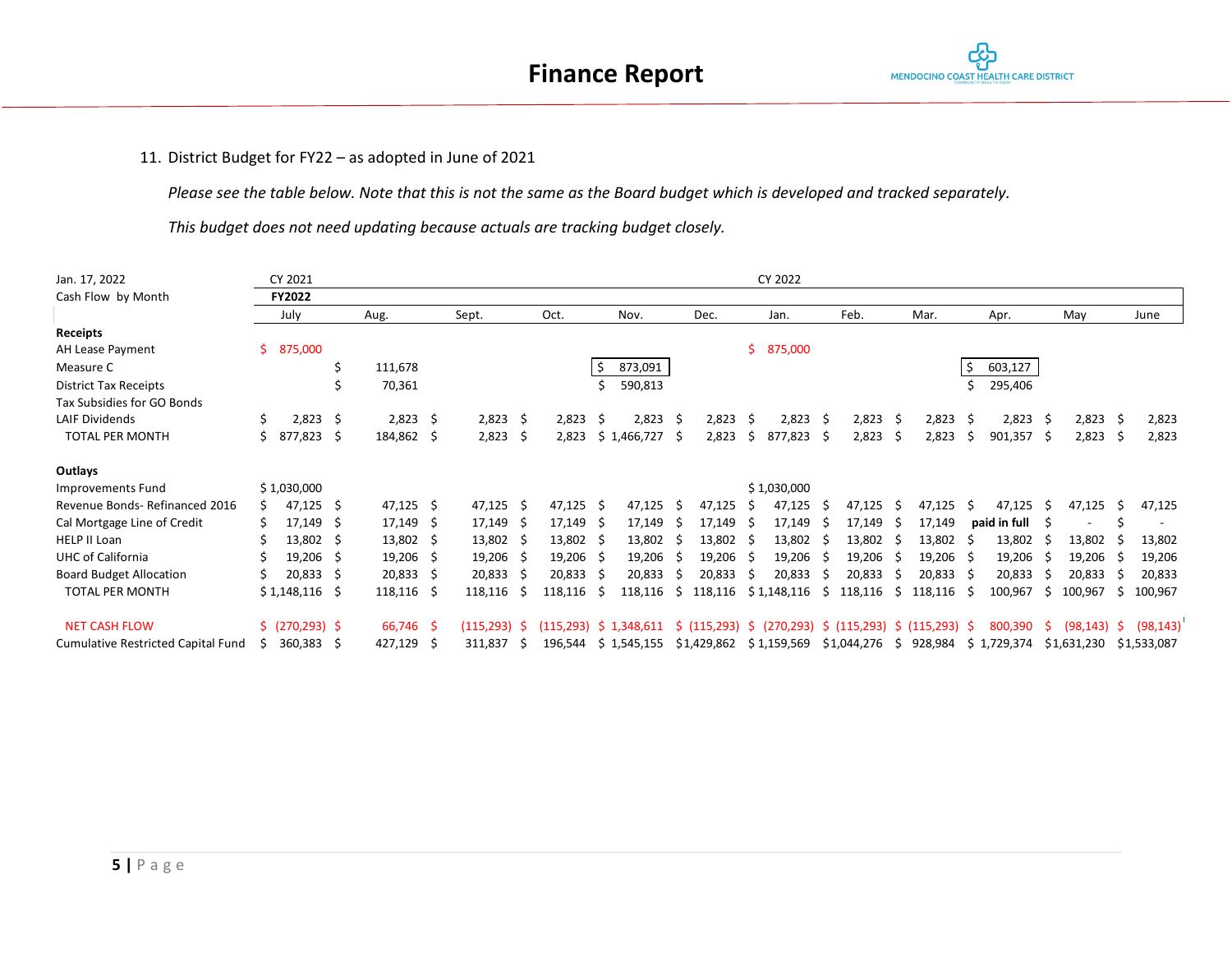# Finance Report

11. District Budget for FY22 – as adopted in June of 2021

*Please see the table below. Note that this is not the same as the Board budget which is developed and tracked separately.*

*This budget does not need updating because actuals are tracking budget closely.*

| Jan. 17, 2022 | CY 2021 | | | | | | CY 2022 | | | | | |
|---|---|---|---|---|---|---|---|---|---|---|---|---|
| Cash Flow by Month | **FY2022** | | | | | | | | | | | |
| | July | Aug. | Sept. | Oct. | Nov. | Dec. | Jan. | Feb. | Mar. | Apr. | May | June |
| **Receipts** | | | | | | | | | | | | |
| AH Lease Payment | $ 875,000 | | | | | | $ 875,000 | | | | | |
| Measure C | | $ 111,678 | | | $ 873,091 | | | | | $ 603,127 | | |
| District Tax Receipts | | $ 70,361 | | | $ 590,813 | | | | | $ 295,406 | | |
| Tax Subsidies for GO Bonds | | | | | | | | | | | | |
| LAIF Dividends | $ 2,823 | $ 2,823 | $ 2,823 | $ 2,823 | $ 2,823 | $ 2,823 | $ 2,823 | $ 2,823 | $ 2,823 | $ 2,823 | $ 2,823 | $ 2,823 |
| TOTAL PER MONTH | $ 877,823 | $ 184,862 | $ 2,823 | $ 2,823 | $ 1,466,727 | $ 2,823 | $ 877,823 | $ 2,823 | $ 2,823 | $ 901,357 | $ 2,823 | $ 2,823 |
| **Outlays** | | | | | | | | | | | | |
| Improvements Fund | $ 1,030,000 | | | | | | $ 1,030,000 | | | | | |
| Revenue Bonds- Refinanced 2016 | $ 47,125 | $ 47,125 | $ 47,125 | $ 47,125 | $ 47,125 | $ 47,125 | $ 47,125 | $ 47,125 | $ 47,125 | $ 47,125 | $ 47,125 | $ 47,125 |
| Cal Mortgage Line of Credit | $ 17,149 | $ 17,149 | $ 17,149 | $ 17,149 | $ 17,149 | $ 17,149 | $ 17,149 | $ 17,149 | $ 17,149 | **paid in full** | $ - | $ - |
| HELP II Loan | $ 13,802 | $ 13,802 | $ 13,802 | $ 13,802 | $ 13,802 | $ 13,802 | $ 13,802 | $ 13,802 | $ 13,802 | $ 13,802 | $ 13,802 | $ 13,802 |
| UHC of California | $ 19,206 | $ 19,206 | $ 19,206 | $ 19,206 | $ 19,206 | $ 19,206 | $ 19,206 | $ 19,206 | $ 19,206 | $ 19,206 | $ 19,206 | $ 19,206 |
| Board Budget Allocation | $ 20,833 | $ 20,833 | $ 20,833 | $ 20,833 | $ 20,833 | $ 20,833 | $ 20,833 | $ 20,833 | $ 20,833 | $ 20,833 | $ 20,833 | $ 20,833 |
| TOTAL PER MONTH | $ 1,148,116 | $ 118,116 | $ 118,116 | $ 118,116 | $ 118,116 | $ 118,116 | $ 1,148,116 | $ 118,116 | $ 118,116 | $ 100,967 | $ 100,967 | $ 100,967 |
| NET CASH FLOW | $ (270,293) | $ 66,746 | $ (115,293) | $ (115,293) | $ 1,348,611 | $ (115,293) | $ (270,293) | $ (115,293) | $ (115,293) | $ 800,390 | $ (98,143) | $ (98,143) |
| Cumulative Restricted Capital Fund | $ 360,383 | $ 427,129 | $ 311,837 | $ 196,544 | $ 1,545,155 | $ 1,429,862 | $ 1,159,569 | $ 1,044,276 | $ 928,984 | $ 1,729,374 | $ 1,631,230 | $ 1,533,087 |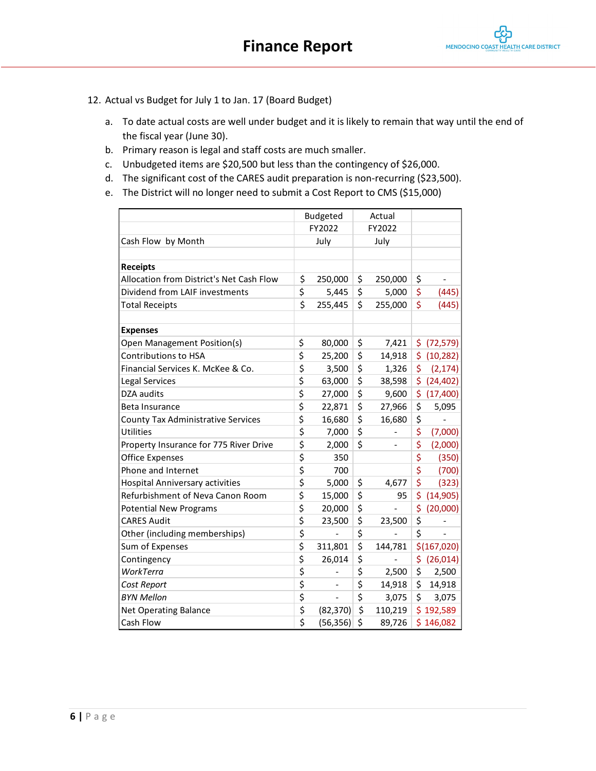# Finance Report

12. Actual vs Budget for July 1 to Jan. 17 (Board Budget)

    a. To date actual costs are well under budget and it is likely to remain that way until the end of the fiscal year (June 30).
    b. Primary reason is legal and staff costs are much smaller.
    c. Unbudgeted items are $20,500 but less than the contingency of $26,000.
    d. The significant cost of the CARES audit preparation is non-recurring ($23,500).
    e. The District will no longer need to submit a Cost Report to CMS ($15,000)

| | Budgeted | Actual | |
|---|---|---|---|
| | FY2022 | FY2022 | |
| Cash Flow by Month | July | July | |
| | | | |
| **Receipts** | | | |
| Allocation from District's Net Cash Flow | $ 250,000 | $ 250,000 | $ - |
| Dividend from LAIF investments | $ 5,445 | $ 5,000 | $ (445) |
| Total Receipts | $ 255,445 | $ 255,000 | $ (445) |
| | | | |
| **Expenses** | | | |
| Open Management Position(s) | $ 80,000 | $ 7,421 | $ (72,579) |
| Contributions to HSA | $ 25,200 | $ 14,918 | $ (10,282) |
| Financial Services K. McKee & Co. | $ 3,500 | $ 1,326 | $ (2,174) |
| Legal Services | $ 63,000 | $ 38,598 | $ (24,402) |
| DZA audits | $ 27,000 | $ 9,600 | $ (17,400) |
| Beta Insurance | $ 22,871 | $ 27,966 | $ 5,095 |
| County Tax Administrative Services | $ 16,680 | $ 16,680 | $ - |
| Utilities | $ 7,000 | $ - | $ (7,000) |
| Property Insurance for 775 River Drive | $ 2,000 | $ - | $ (2,000) |
| Office Expenses | $ 350 | | $ (350) |
| Phone and Internet | $ 700 | | $ (700) |
| Hospital Anniversary activities | $ 5,000 | $ 4,677 | $ (323) |
| Refurbishment of Neva Canon Room | $ 15,000 | $ 95 | $ (14,905) |
| Potential New Programs | $ 20,000 | $ - | $ (20,000) |
| CARES Audit | $ 23,500 | $ 23,500 | $ - |
| Other (including memberships) | $ - | $ - | $ - |
| Sum of Expenses | $ 311,801 | $ 144,781 | $(167,020) |
| Contingency | $ 26,014 | $ - | $ (26,014) |
| *WorkTerra* | $ - | $ 2,500 | $ 2,500 |
| *Cost Report* | $ - | $ 14,918 | $ 14,918 |
| *BYN Mellon* | $ - | $ 3,075 | $ 3,075 |
| Net Operating Balance | $ (82,370) | $ 110,219 | $ 192,589 |
| Cash Flow | $ (56,356) | $ 89,726 | $ 146,082 |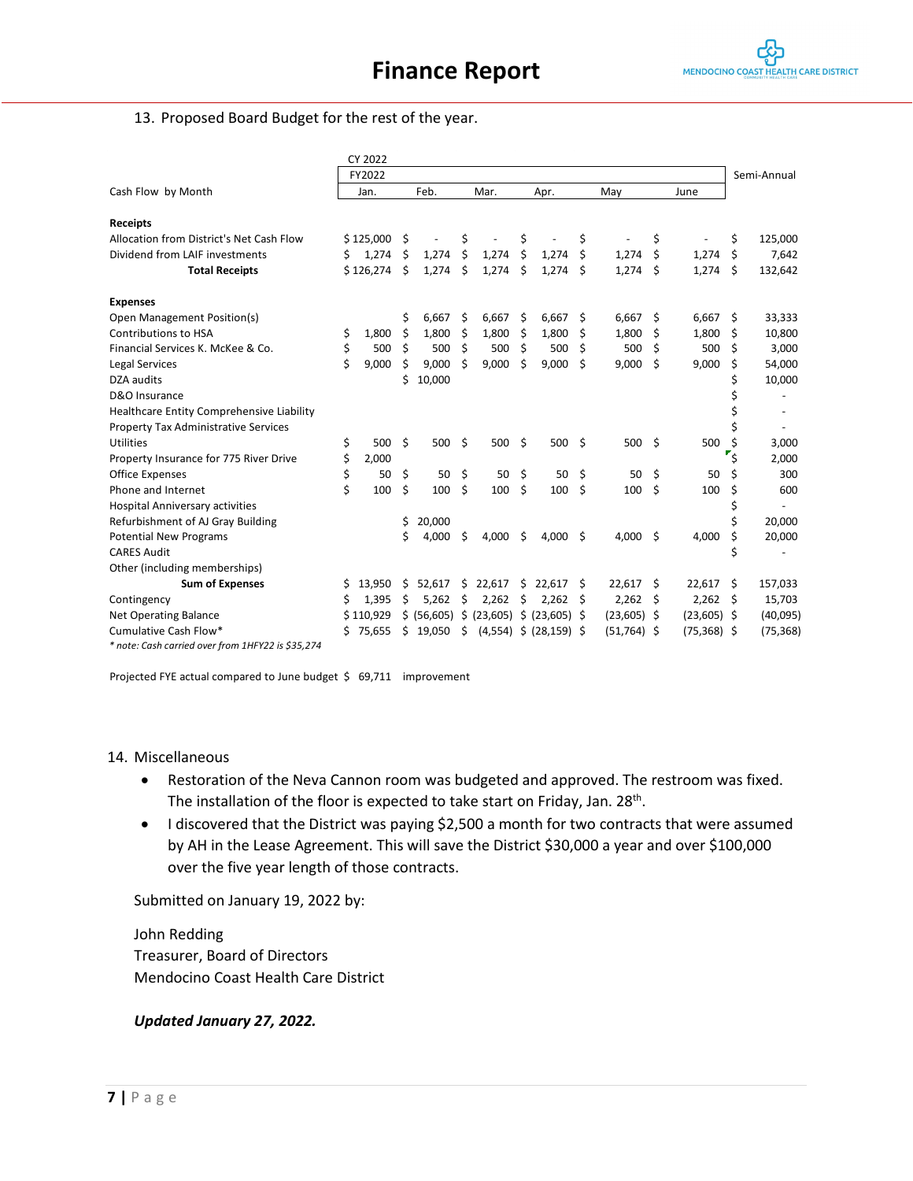# Finance Report

13. Proposed Board Budget for the rest of the year.

| | CY 2022 | | | | | | |
|---|---|---|---|---|---|---|---|
| | FY2022 | | | | | | Semi-Annual |
| Cash Flow by Month | Jan. | Feb. | Mar. | Apr. | May | June | |
| **Receipts** | | | | | | | |
| Allocation from District's Net Cash Flow | $ 125,000 | $ - | $ - | $ - | $ - | $ - | $ 125,000 |
| Dividend from LAIF investments | $ 1,274 | $ 1,274 | $ 1,274 | $ 1,274 | $ 1,274 | $ 1,274 | $ 7,642 |
| **Total Receipts** | $ 126,274 | $ 1,274 | $ 1,274 | $ 1,274 | $ 1,274 | $ 1,274 | $ 132,642 |
| **Expenses** | | | | | | | |
| Open Management Position(s) | | $ 6,667 | $ 6,667 | $ 6,667 | $ 6,667 | $ 6,667 | $ 33,333 |
| Contributions to HSA | $ 1,800 | $ 1,800 | $ 1,800 | $ 1,800 | $ 1,800 | $ 1,800 | $ 10,800 |
| Financial Services K. McKee & Co. | $ 500 | $ 500 | $ 500 | $ 500 | $ 500 | $ 500 | $ 3,000 |
| Legal Services | $ 9,000 | $ 9,000 | $ 9,000 | $ 9,000 | $ 9,000 | $ 9,000 | $ 54,000 |
| DZA audits | | $ 10,000 | | | | | $ 10,000 |
| D&O Insurance | | | | | | | $ - |
| Healthcare Entity Comprehensive Liability | | | | | | | $ - |
| Property Tax Administrative Services | | | | | | | $ - |
| Utilities | $ 500 | $ 500 | $ 500 | $ 500 | $ 500 | $ 500 | $ 3,000 |
| Property Insurance for 775 River Drive | $ 2,000 | | | | | | $ 2,000 |
| Office Expenses | $ 50 | $ 50 | $ 50 | $ 50 | $ 50 | $ 50 | $ 300 |
| Phone and Internet | $ 100 | $ 100 | $ 100 | $ 100 | $ 100 | $ 100 | $ 600 |
| Hospital Anniversary activities | | | | | | | $ - |
| Refurbishment of AJ Gray Building | | $ 20,000 | | | | | $ 20,000 |
| Potential New Programs | | $ 4,000 | $ 4,000 | $ 4,000 | $ 4,000 | $ 4,000 | $ 20,000 |
| CARES Audit | | | | | | | $ - |
| Other (including memberships) | | | | | | | |
| **Sum of Expenses** | $ 13,950 | $ 52,617 | $ 22,617 | $ 22,617 | $ 22,617 | $ 22,617 | $ 157,033 |
| Contingency | $ 1,395 | $ 5,262 | $ 2,262 | $ 2,262 | $ 2,262 | $ 2,262 | $ 15,703 |
| Net Operating Balance | $ 110,929 | $ (56,605) | $ (23,605) | $ (23,605) | $ (23,605) | $ (23,605) | $ (40,095) |
| Cumulative Cash Flow* | $ 75,655 | $ 19,050 | $ (4,554) | $ (28,159) | $ (51,764) | $ (75,368) | $ (75,368) |

*\* note: Cash carried over from 1HFY22 is $35,274*

Projected FYE actual compared to June budget $ 69,711 improvement

14. Miscellaneous

- Restoration of the Neva Cannon room was budgeted and approved. The restroom was fixed. The installation of the floor is expected to take start on Friday, Jan. 28th.
- I discovered that the District was paying $2,500 a month for two contracts that were assumed by AH in the Lease Agreement. This will save the District $30,000 a year and over $100,000 over the five year length of those contracts.

Submitted on January 19, 2022 by:

John Redding
Treasurer, Board of Directors
Mendocino Coast Health Care District

***Updated January 27, 2022.***